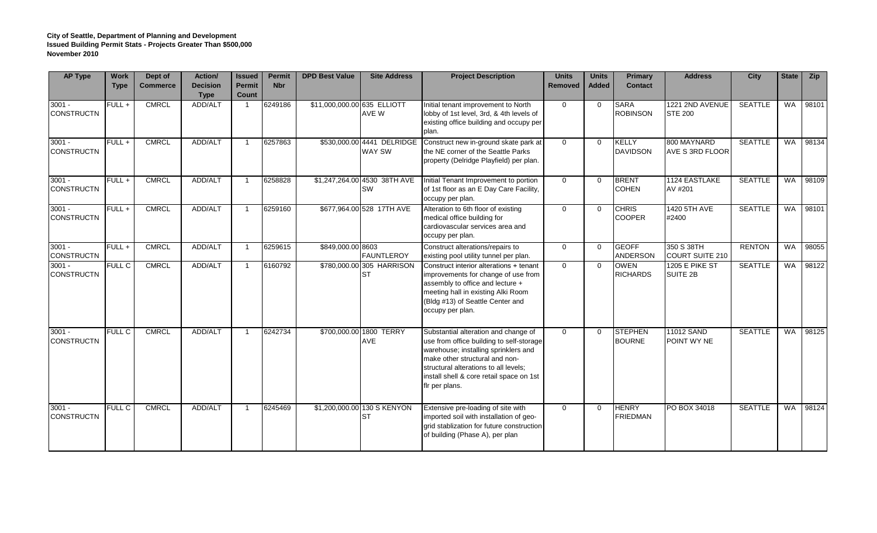**City of Seattle, Department of Planning and Development**
**Issued Building Permit Stats - Projects Greater Than $500,000**
**November 2010**

| AP Type | Work Type | Dept of Commerce | Action/ Decision Type | Issued Permit Count | Permit Nbr | DPD Best Value | Site Address | Project Description | Units Removed | Units Added | Primary Contact | Address | City | State | Zip |
|---|---|---|---|---|---|---|---|---|---|---|---|---|---|---|---|
| 3001 - CONSTRUCTN | FULL + | CMRCL | ADD/ALT | 1 | 6249186 | $11,000,000.00 | 635 ELLIOTT AVE W | Initial tenant improvement to North lobby of 1st level, 3rd, & 4th levels of existing office building and occupy per plan. | 0 | 0 | SARA ROBINSON | 1221 2ND AVENUE STE 200 | SEATTLE | WA | 98101 |
| 3001 - CONSTRUCTN | FULL + | CMRCL | ADD/ALT | 1 | 6257863 | $530,000.00 | 4441 DELRIDGE WAY SW | Construct new in-ground skate park at the NE corner of the Seattle Parks property (Delridge Playfield) per plan. | 0 | 0 | KELLY DAVIDSON | 800 MAYNARD AVE S 3RD FLOOR | SEATTLE | WA | 98134 |
| 3001 - CONSTRUCTN | FULL + | CMRCL | ADD/ALT | 1 | 6258828 | $1,247,264.00 | 4530 38TH AVE SW | Initial Tenant Improvement to portion of 1st floor as an E Day Care Facility, occupy per plan. | 0 | 0 | BRENT COHEN | 1124 EASTLAKE AV #201 | SEATTLE | WA | 98109 |
| 3001 - CONSTRUCTN | FULL + | CMRCL | ADD/ALT | 1 | 6259160 | $677,964.00 | 528 17TH AVE | Alteration to 6th floor of existing medical office building for cardiovascular services area and occupy per plan. | 0 | 0 | CHRIS COOPER | 1420 5TH AVE #2400 | SEATTLE | WA | 98101 |
| 3001 - CONSTRUCTN | FULL + | CMRCL | ADD/ALT | 1 | 6259615 | $849,000.00 | 8603 FAUNTLEROY | Construct alterations/repairs to existing pool utility tunnel per plan. | 0 | 0 | GEOFF ANDERSON | 350 S 38TH COURT SUITE 210 | RENTON | WA | 98055 |
| 3001 - CONSTRUCTN | FULL C | CMRCL | ADD/ALT | 1 | 6160792 | $780,000.00 | 305 HARRISON ST | Construct interior alterations + tenant improvements for change of use from assembly to office and lecture + meeting hall in existing Alki Room (Bldg #13) of Seattle Center and occupy per plan. | 0 | 0 | OWEN RICHARDS | 1205 E PIKE ST SUITE 2B | SEATTLE | WA | 98122 |
| 3001 - CONSTRUCTN | FULL C | CMRCL | ADD/ALT | 1 | 6242734 | $700,000.00 | 1800 TERRY AVE | Substantial alteration and change of use from office building to self-storage warehouse; installing sprinklers and make other structural and non-structural alterations to all levels; install shell & core retail space on 1st flr per plans. | 0 | 0 | STEPHEN BOURNE | 11012 SAND POINT WY NE | SEATTLE | WA | 98125 |
| 3001 - CONSTRUCTN | FULL C | CMRCL | ADD/ALT | 1 | 6245469 | $1,200,000.00 | 130 S KENYON ST | Extensive pre-loading of site with imported soil with installation of geo-grid stablization for future construction of building (Phase A), per plan | 0 | 0 | HENRY FRIEDMAN | PO BOX 34018 | SEATTLE | WA | 98124 |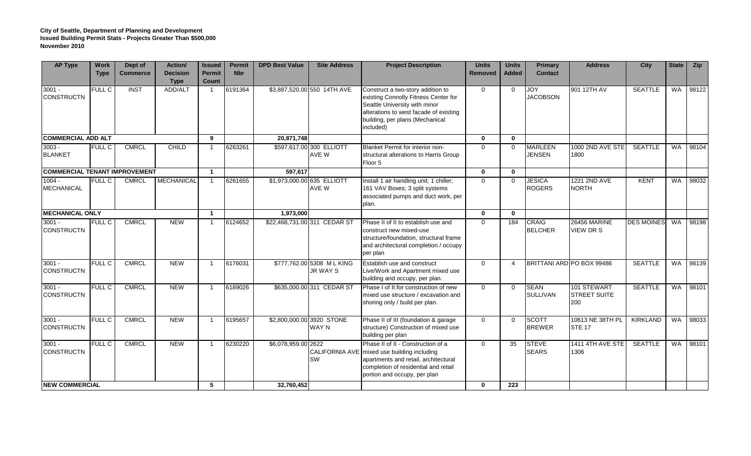**City of Seattle, Department of Planning and Development**
**Issued Building Permit Stats - Projects Greater Than $500,000**
**November 2010**

| AP Type | Work Type | Dept of Commerce | Action/ Decision Type | Issued Permit Count | Permit Nbr | DPD Best Value | Site Address | Project Description | Units Removed | Units Added | Primary Contact | Address | City | State | Zip |
|---|---|---|---|---|---|---|---|---|---|---|---|---|---|---|---|
| 3001 - CONSTRUCTN | FULL C | INST | ADD/ALT | 1 | 6191364 | $3,887,520.00 | 550 14TH AVE | Construct a two-story addition to existing Connolly Fitness Center for Seattle University with minor alterations to west facade of existing building, per plans (Mechanical included) | 0 | 0 | JOY JACOBSON | 901 12TH AV | SEATTLE | WA | 98122 |
| **COMMERCIAL ADD ALT** | | | | **9** | | **20,871,748** | | | **0** | **0** | | | | | |
| 3003 - BLANKET | FULL C | CMRCL | CHILD | 1 | 6263261 | $597,617.00 | 300 ELLIOTT AVE W | Blanket Permit for interior non-structural alterations to Harris Group Floor 5 | 0 | 0 | MARLEEN JENSEN | 1000 2ND AVE STE 1800 | SEATTLE | WA | 98104 |
| **COMMERCIAL TENANT IMPROVEMENT** | | | | **1** | | **597,617** | | | **0** | **0** | | | | | |
| 1004 - MECHANICAL | FULL C | CMRCL | MECHANICAL | 1 | 6261655 | $1,973,000.00 | 635 ELLIOTT AVE W | Install 1 air handling unit; 1 chiller; 161 VAV Boxes; 3 split systems associated pumps and duct work, per plan. | 0 | 0 | JESICA ROGERS | 1221 2ND AVE NORTH | KENT | WA | 98032 |
| **MECHANICAL ONLY** | | | | **1** | | **1,973,000** | | | **0** | **0** | | | | | |
| 3001 - CONSTRUCTN | FULL C | CMRCL | NEW | 1 | 6124652 | $22,468,731.00 | 311 CEDAR ST | Phase II of II to establish use and construct new mixed-use structure/foundation, structural frame and architectural completion / occupy per plan | 0 | 184 | CRAIG BELCHER | 26456 MARINE VIEW DR S | DES MOINES | WA | 98198 |
| 3001 - CONSTRUCTN | FULL C | CMRCL | NEW | 1 | 6176031 | $777,762.00 | 5308 M L KING JR WAY S | Establish use and construct Live/Work and Apartment mixed use building and occupy, per plan. | 0 | 4 | BRITTANI ARD | PO BOX 99486 | SEATTLE | WA | 98139 |
| 3001 - CONSTRUCTN | FULL C | CMRCL | NEW | 1 | 6189026 | $635,000.00 | 311 CEDAR ST | Phase I of II:for construction of new mixed use structure / excavation and shoring only / build per plan. | 0 | 0 | SEAN SULLIVAN | 101 STEWART STREET SUITE 200 | SEATTLE | WA | 98101 |
| 3001 - CONSTRUCTN | FULL C | CMRCL | NEW | 1 | 6195657 | $2,800,000.00 | 3920 STONE WAY N | Phase II of III (foundation & garage structure) Construction of mixed use building per plan | 0 | 0 | SCOTT BREWER | 10613 NE 38TH PL STE 17 | KIRKLAND | WA | 98033 |
| 3001 - CONSTRUCTN | FULL C | CMRCL | NEW | 1 | 6230220 | $6,078,959.00 | 2622 CALIFORNIA AVE SW | Phase II of II - Construction of a mixed use building including apartments and retail, architectural completion of residential and retail portion and occupy, per plan | 0 | 35 | STEVE SEARS | 1411 4TH AVE STE 1306 | SEATTLE | WA | 98101 |
| **NEW COMMERCIAL** | | | | **5** | | **32,760,452** | | | **0** | **223** | | | | | |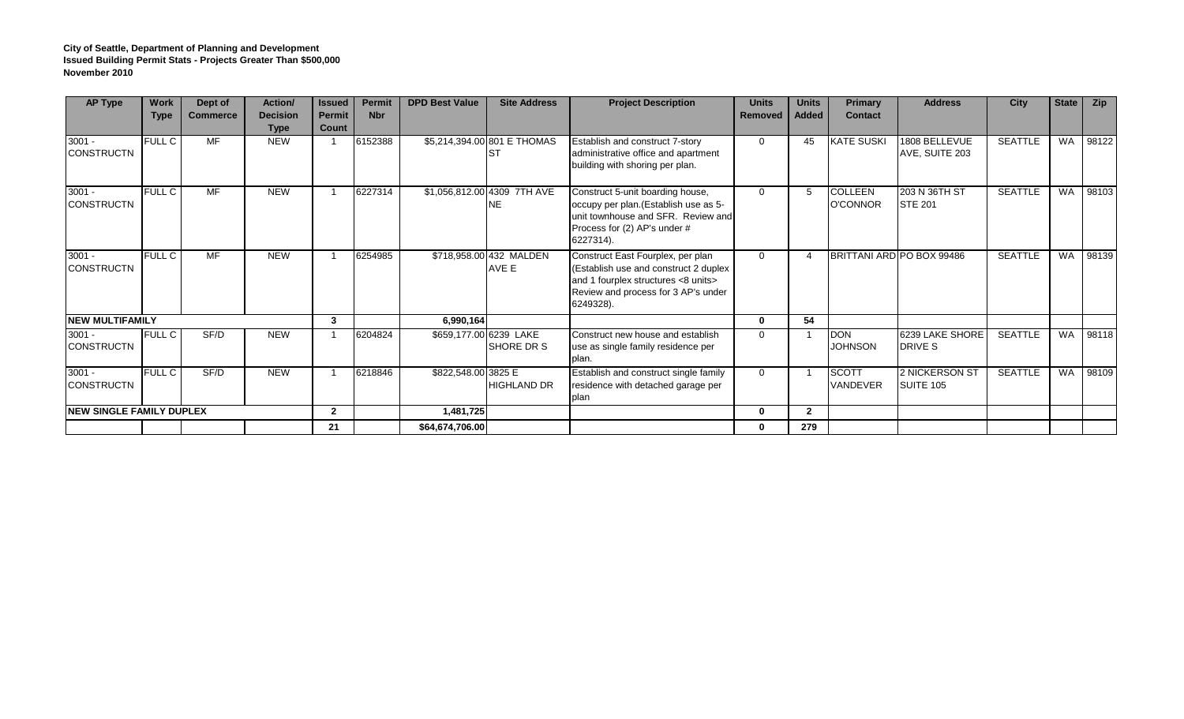**City of Seattle, Department of Planning and Development**
**Issued Building Permit Stats - Projects Greater Than $500,000**
**November 2010**

| AP Type | Work Type | Dept of Commerce | Action/ Decision Type | Issued Permit Count | Permit Nbr | DPD Best Value | Site Address | Project Description | Units Removed | Units Added | Primary Contact | Address | City | State | Zip |
|---|---|---|---|---|---|---|---|---|---|---|---|---|---|---|---|
| 3001 - CONSTRUCTN | FULL C | MF | NEW | 1 | 6152388 | $5,214,394.00 | 801 E THOMAS ST | Establish and construct 7-story administrative office and apartment building with shoring per plan. | 0 | 45 | KATE SUSKI | 1808 BELLEVUE AVE, SUITE 203 | SEATTLE | WA | 98122 |
| 3001 - CONSTRUCTN | FULL C | MF | NEW | 1 | 6227314 | $1,056,812.00 | 4309 7TH AVE NE | Construct 5-unit boarding house, occupy per plan.(Establish use as 5-unit townhouse and SFR. Review and Process for (2) AP's under # 6227314). | 0 | 5 | COLLEEN O'CONNOR | 203 N 36TH ST STE 201 | SEATTLE | WA | 98103 |
| 3001 - CONSTRUCTN | FULL C | MF | NEW | 1 | 6254985 | $718,958.00 | 432 MALDEN AVE E | Construct East Fourplex, per plan (Establish use and construct 2 duplex and 1 fourplex structures <8 units> Review and process for 3 AP's under 6249328). | 0 | 4 | BRITTANI ARD | PO BOX 99486 | SEATTLE | WA | 98139 |
| **NEW MULTIFAMILY** | | | | **3** | | **6,990,164** | | | **0** | **54** | | | | | |
| 3001 - CONSTRUCTN | FULL C | SF/D | NEW | 1 | 6204824 | $659,177.00 | 6239 LAKE SHORE DR S | Construct new house and establish use as single family residence per plan. | 0 | 1 | DON JOHNSON | 6239 LAKE SHORE DRIVE S | SEATTLE | WA | 98118 |
| 3001 - CONSTRUCTN | FULL C | SF/D | NEW | 1 | 6218846 | $822,548.00 | 3825 E HIGHLAND DR | Establish and construct single family residence with detached garage per plan | 0 | 1 | SCOTT VANDEVER | 2 NICKERSON ST SUITE 105 | SEATTLE | WA | 98109 |
| **NEW SINGLE FAMILY DUPLEX** | | | | **2** | | **1,481,725** | | | **0** | **2** | | | | | |
| | | | | **21** | | **$64,674,706.00** | | | **0** | **279** | | | | | |